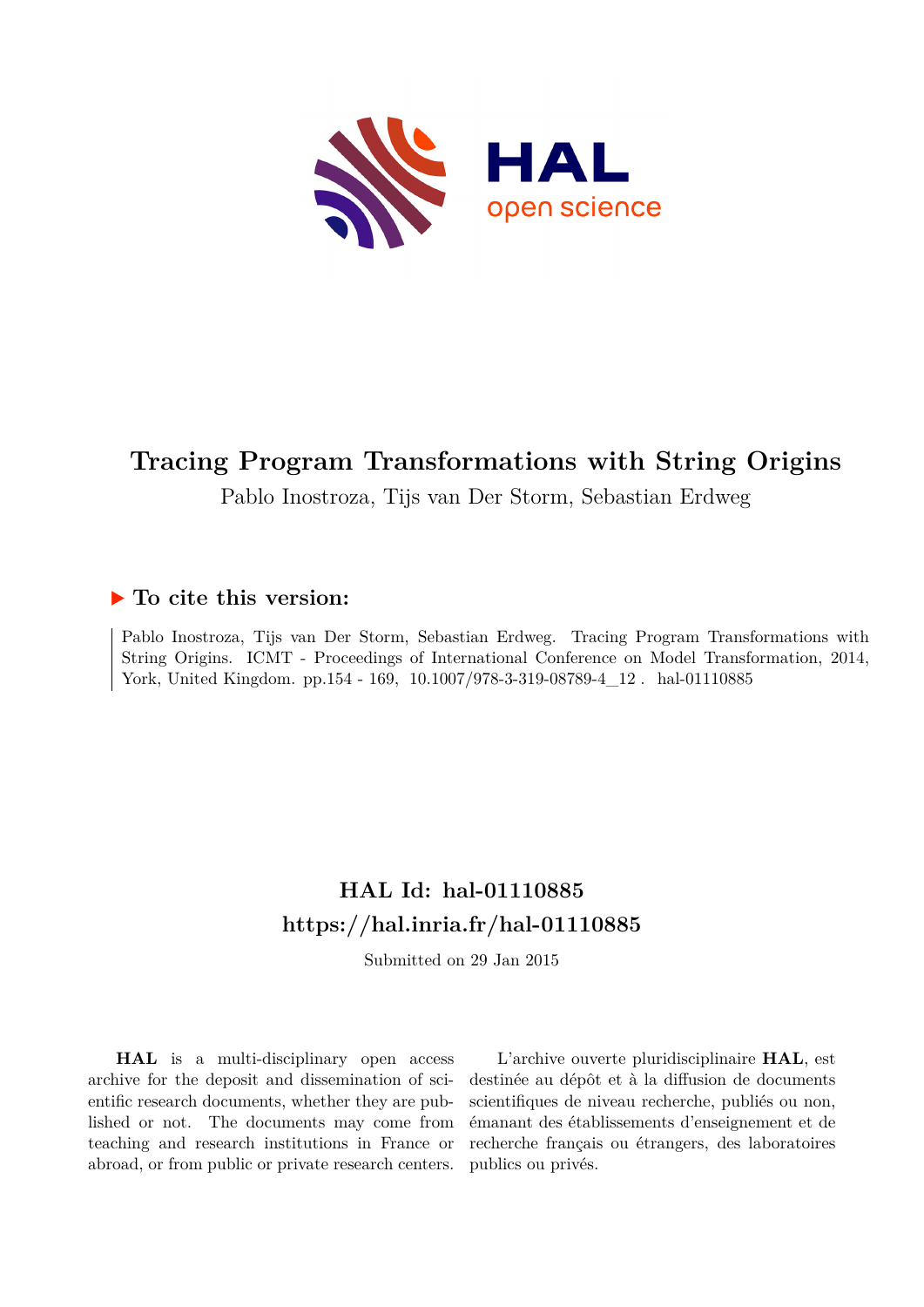# Tracing Program Transformations with String Origins

Pablo Inostroza, Tijs van Der Storm, Sebastian Erdweg

## ▶ To cite this version:

Pablo Inostroza, Tijs van Der Storm, Sebastian Erdweg. Tracing Program Transformations with String Origins. ICMT - Proceedings of International Conference on Model Transformation, 2014, York, United Kingdom. pp.154 - 169, 10.1007/978-3-319-08789-4_12 . hal-01110885

## HAL Id: hal-01110885
## https://hal.inria.fr/hal-01110885

Submitted on 29 Jan 2015

**HAL** is a multi-disciplinary open access archive for the deposit and dissemination of scientific research documents, whether they are published or not. The documents may come from teaching and research institutions in France or abroad, or from public or private research centers.

L'archive ouverte pluridisciplinaire **HAL**, est destinée au dépôt et à la diffusion de documents scientifiques de niveau recherche, publiés ou non, émanant des établissements d'enseignement et de recherche français ou étrangers, des laboratoires publics ou privés.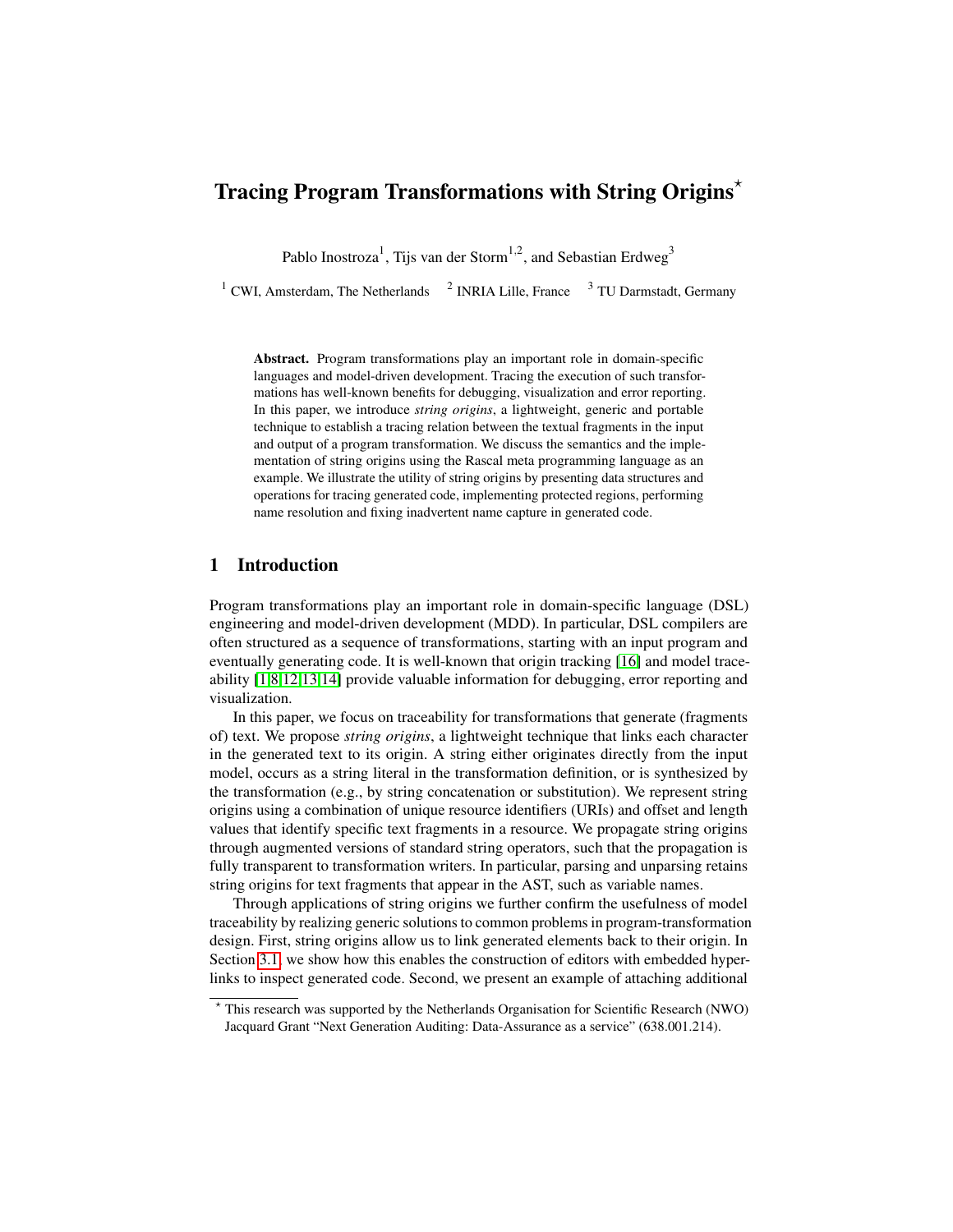# Tracing Program Transformations with String Origins*

Pablo Inostroza[1], Tijs van der Storm[1,2], and Sebastian Erdweg[3]

[1] CWI, Amsterdam, The Netherlands [2] INRIA Lille, France [3] TU Darmstadt, Germany

**Abstract.** Program transformations play an important role in domain-specific languages and model-driven development. Tracing the execution of such transformations has well-known benefits for debugging, visualization and error reporting. In this paper, we introduce *string origins*, a lightweight, generic and portable technique to establish a tracing relation between the textual fragments in the input and output of a program transformation. We discuss the semantics and the implementation of string origins using the Rascal meta programming language as an example. We illustrate the utility of string origins by presenting data structures and operations for tracing generated code, implementing protected regions, performing name resolution and fixing inadvertent name capture in generated code.

## 1 Introduction

Program transformations play an important role in domain-specific language (DSL) engineering and model-driven development (MDD). In particular, DSL compilers are often structured as a sequence of transformations, starting with an input program and eventually generating code. It is well-known that origin tracking [16] and model traceability [1,8,12,13,14] provide valuable information for debugging, error reporting and visualization.

In this paper, we focus on traceability for transformations that generate (fragments of) text. We propose *string origins*, a lightweight technique that links each character in the generated text to its origin. A string either originates directly from the input model, occurs as a string literal in the transformation definition, or is synthesized by the transformation (e.g., by string concatenation or substitution). We represent string origins using a combination of unique resource identifiers (URIs) and offset and length values that identify specific text fragments in a resource. We propagate string origins through augmented versions of standard string operators, such that the propagation is fully transparent to transformation writers. In particular, parsing and unparsing retains string origins for text fragments that appear in the AST, such as variable names.

Through applications of string origins we further confirm the usefulness of model traceability by realizing generic solutions to common problems in program-transformation design. First, string origins allow us to link generated elements back to their origin. In Section 3.1, we show how this enables the construction of editors with embedded hyperlinks to inspect generated code. Second, we present an example of attaching additional

* This research was supported by the Netherlands Organisation for Scientific Research (NWO) Jacquard Grant "Next Generation Auditing: Data-Assurance as a service" (638.001.214).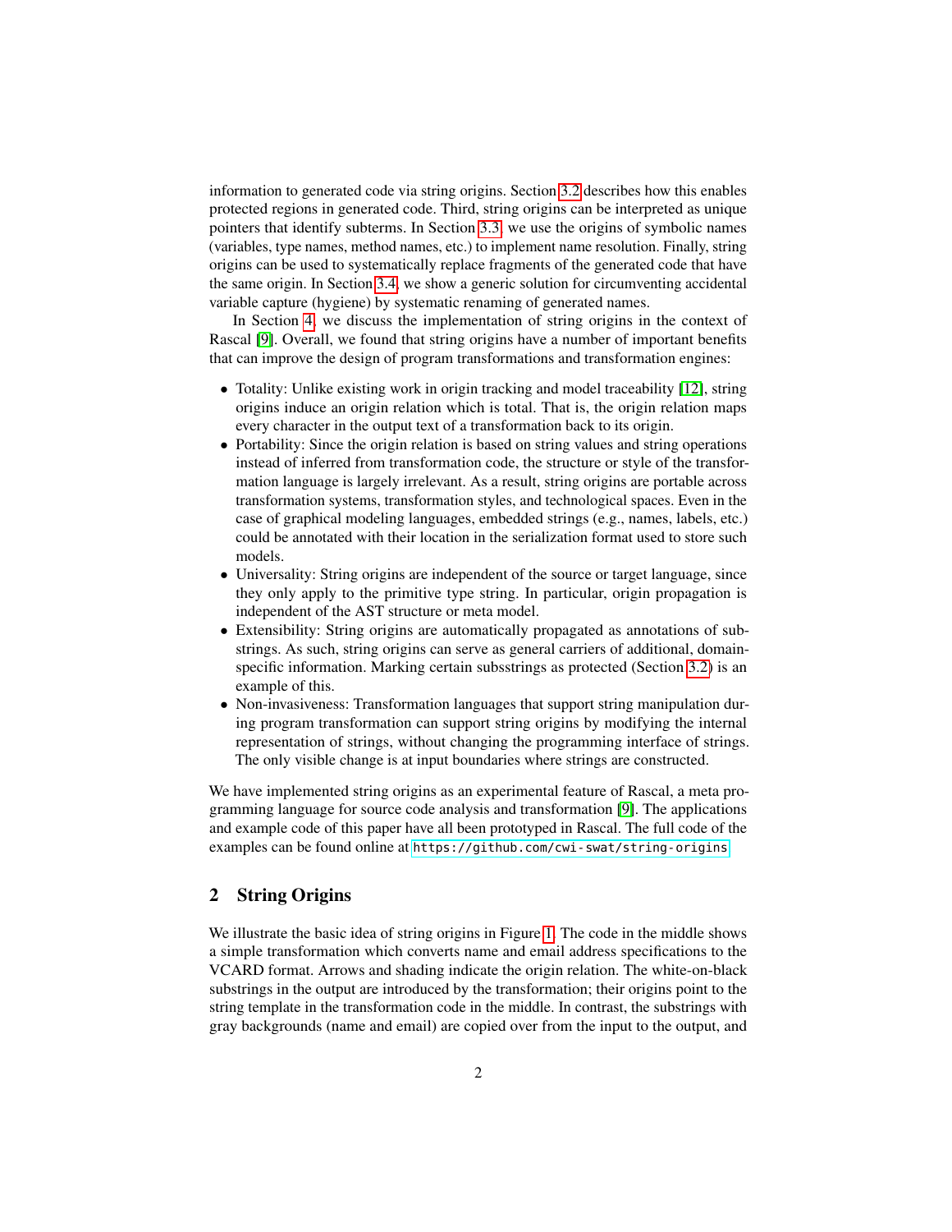information to generated code via string origins. Section 3.2 describes how this enables protected regions in generated code. Third, string origins can be interpreted as unique pointers that identify subterms. In Section 3.3, we use the origins of symbolic names (variables, type names, method names, etc.) to implement name resolution. Finally, string origins can be used to systematically replace fragments of the generated code that have the same origin. In Section 3.4, we show a generic solution for circumventing accidental variable capture (hygiene) by systematic renaming of generated names.

In Section 4, we discuss the implementation of string origins in the context of Rascal [9]. Overall, we found that string origins have a number of important benefits that can improve the design of program transformations and transformation engines:

- Totality: Unlike existing work in origin tracking and model traceability [12], string origins induce an origin relation which is total. That is, the origin relation maps every character in the output text of a transformation back to its origin.
- Portability: Since the origin relation is based on string values and string operations instead of inferred from transformation code, the structure or style of the transformation language is largely irrelevant. As a result, string origins are portable across transformation systems, transformation styles, and technological spaces. Even in the case of graphical modeling languages, embedded strings (e.g., names, labels, etc.) could be annotated with their location in the serialization format used to store such models.
- Universality: String origins are independent of the source or target language, since they only apply to the primitive type string. In particular, origin propagation is independent of the AST structure or meta model.
- Extensibility: String origins are automatically propagated as annotations of substrings. As such, string origins can serve as general carriers of additional, domain-specific information. Marking certain subsstrings as protected (Section 3.2) is an example of this.
- Non-invasiveness: Transformation languages that support string manipulation during program transformation can support string origins by modifying the internal representation of strings, without changing the programming interface of strings. The only visible change is at input boundaries where strings are constructed.

We have implemented string origins as an experimental feature of Rascal, a meta programming language for source code analysis and transformation [9]. The applications and example code of this paper have all been prototyped in Rascal. The full code of the examples can be found online at `https://github.com/cwi-swat/string-origins`.

## 2 String Origins

We illustrate the basic idea of string origins in Figure 1. The code in the middle shows a simple transformation which converts name and email address specifications to the VCARD format. Arrows and shading indicate the origin relation. The white-on-black substrings in the output are introduced by the transformation; their origins point to the string template in the transformation code in the middle. In contrast, the substrings with gray backgrounds (name and email) are copied over from the input to the output, and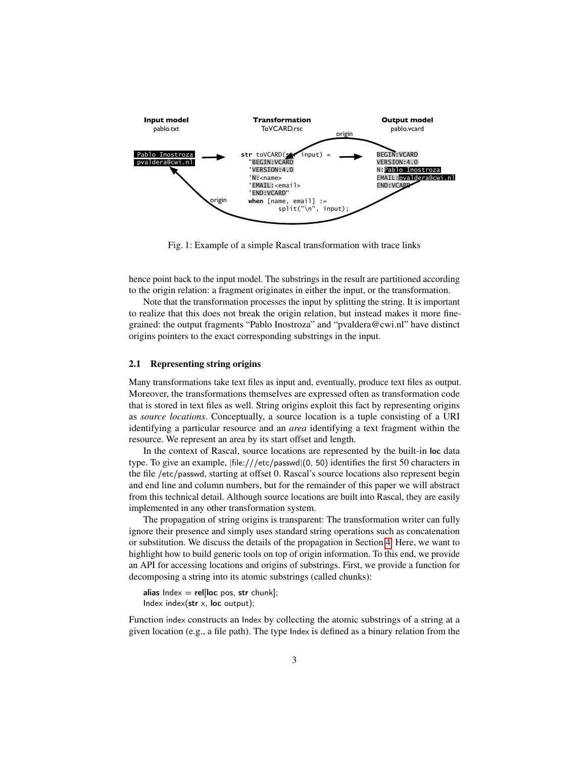Input model
pablo.txt

Transformation
ToVCARD.rsc

Output model
pablo.vcard

```
Pablo Inostroza
pvaldera@cwi.nl
```

```
str toVCARD(str input) =
  "BEGIN:VCARD
  'VERSION:4.0
  'N:<name>
  'EMAIL:<email>
  'END:VCARD"
  when [name, email] :=
        split("\n", input);
```

```
BEGIN:VCARD
VERSION:4.0
N:Pablo Inostroza
EMAIL:pvaldera@cwi.nl
END:VCARD
```

origin

origin

Fig. 1: Example of a simple Rascal transformation with trace links

hence point back to the input model. The substrings in the result are partitioned according to the origin relation: a fragment originates in either the input, or the transformation.

Note that the transformation processes the input by splitting the string. It is important to realize that this does not break the origin relation, but instead makes it more fine-grained: the output fragments "Pablo Inostroza" and "pvaldera@cwi.nl" have distinct origins pointers to the exact corresponding substrings in the input.

### 2.1 Representing string origins

Many transformations take text files as input and, eventually, produce text files as output. Moreover, the transformations themselves are expressed often as transformation code that is stored in text files as well. String origins exploit this fact by representing origins as *source locations*. Conceptually, a source location is a tuple consisting of a URI identifying a particular resource and an *area* identifying a text fragment within the resource. We represent an area by its start offset and length.

In the context of Rascal, source locations are represented by the built-in **loc** data type. To give an example, |file:///etc/passwd|(0, 50) identifies the first 50 characters in the file /etc/passwd, starting at offset 0. Rascal's source locations also represent begin and end line and column numbers, but for the remainder of this paper we will abstract from this technical detail. Although source locations are built into Rascal, they are easily implemented in any other transformation system.

The propagation of string origins is transparent: The transformation writer can fully ignore their presence and simply uses standard string operations such as concatenation or substitution. We discuss the details of the propagation in Section 4. Here, we want to highlight how to build generic tools on top of origin information. To this end, we provide an API for accessing locations and origins of substrings. First, we provide a function for decomposing a string into its atomic substrings (called chunks):

```
alias Index = rel[loc pos, str chunk];
Index index(str x, loc output);
```

Function index constructs an Index by collecting the atomic substrings of a string at a given location (e.g., a file path). The type Index is defined as a binary relation from the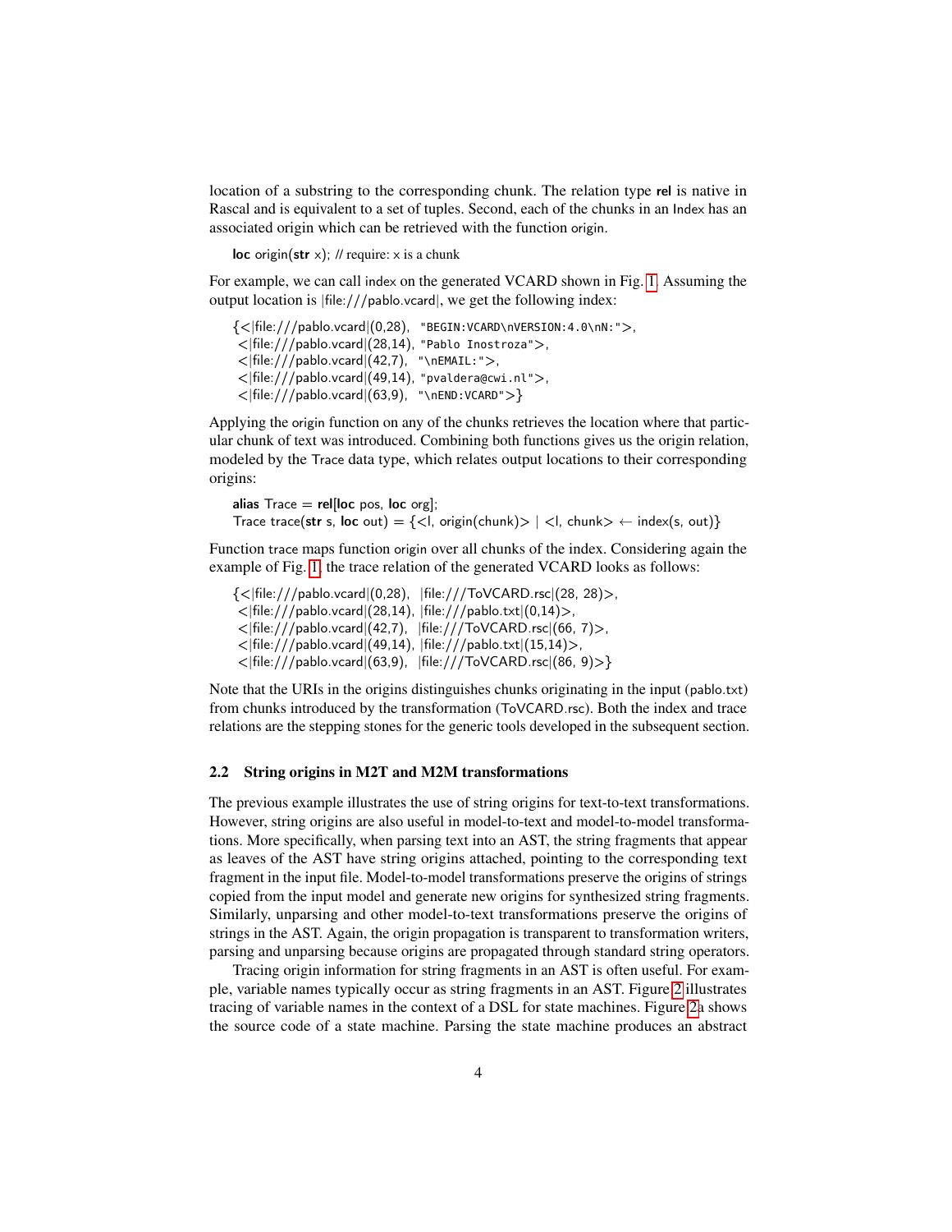location of a substring to the corresponding chunk. The relation type **rel** is native in Rascal and is equivalent to a set of tuples. Second, each of the chunks in an Index has an associated origin which can be retrieved with the function origin.

```
loc origin(str x); // require: x is a chunk
```

For example, we can call index on the generated VCARD shown in Fig. 1. Assuming the output location is |file:///pablo.vcard|, we get the following index:

```
{<|file:///pablo.vcard|(0,28),  "BEGIN:VCARD\nVERSION:4.0\nN:">,
 <|file:///pablo.vcard|(28,14), "Pablo Inostroza">,
 <|file:///pablo.vcard|(42,7),  "\nEMAIL:">,
 <|file:///pablo.vcard|(49,14), "pvaldera@cwi.nl">,
 <|file:///pablo.vcard|(63,9),  "\nEND:VCARD">}
```

Applying the origin function on any of the chunks retrieves the location where that particular chunk of text was introduced. Combining both functions gives us the origin relation, modeled by the Trace data type, which relates output locations to their corresponding origins:

```
alias Trace = rel[loc pos, loc org];
Trace trace(str s, loc out) = {<l, origin(chunk)> | <l, chunk> ← index(s, out)}
```

Function trace maps function origin over all chunks of the index. Considering again the example of Fig. 1, the trace relation of the generated VCARD looks as follows:

```
{<|file:///pablo.vcard|(0,28),  |file:///ToVCARD.rsc|(28, 28)>,
 <|file:///pablo.vcard|(28,14), |file:///pablo.txt|(0,14)>,
 <|file:///pablo.vcard|(42,7),  |file:///ToVCARD.rsc|(66, 7)>,
 <|file:///pablo.vcard|(49,14), |file:///pablo.txt|(15,14)>,
 <|file:///pablo.vcard|(63,9),  |file:///ToVCARD.rsc|(86, 9)>}
```

Note that the URIs in the origins distinguishes chunks originating in the input (pablo.txt) from chunks introduced by the transformation (ToVCARD.rsc). Both the index and trace relations are the stepping stones for the generic tools developed in the subsequent section.

### 2.2 String origins in M2T and M2M transformations

The previous example illustrates the use of string origins for text-to-text transformations. However, string origins are also useful in model-to-text and model-to-model transformations. More specifically, when parsing text into an AST, the string fragments that appear as leaves of the AST have string origins attached, pointing to the corresponding text fragment in the input file. Model-to-model transformations preserve the origins of strings copied from the input model and generate new origins for synthesized string fragments. Similarly, unparsing and other model-to-text transformations preserve the origins of strings in the AST. Again, the origin propagation is transparent to transformation writers, parsing and unparsing because origins are propagated through standard string operators.

Tracing origin information for string fragments in an AST is often useful. For example, variable names typically occur as string fragments in an AST. Figure 2 illustrates tracing of variable names in the context of a DSL for state machines. Figure 2a shows the source code of a state machine. Parsing the state machine produces an abstract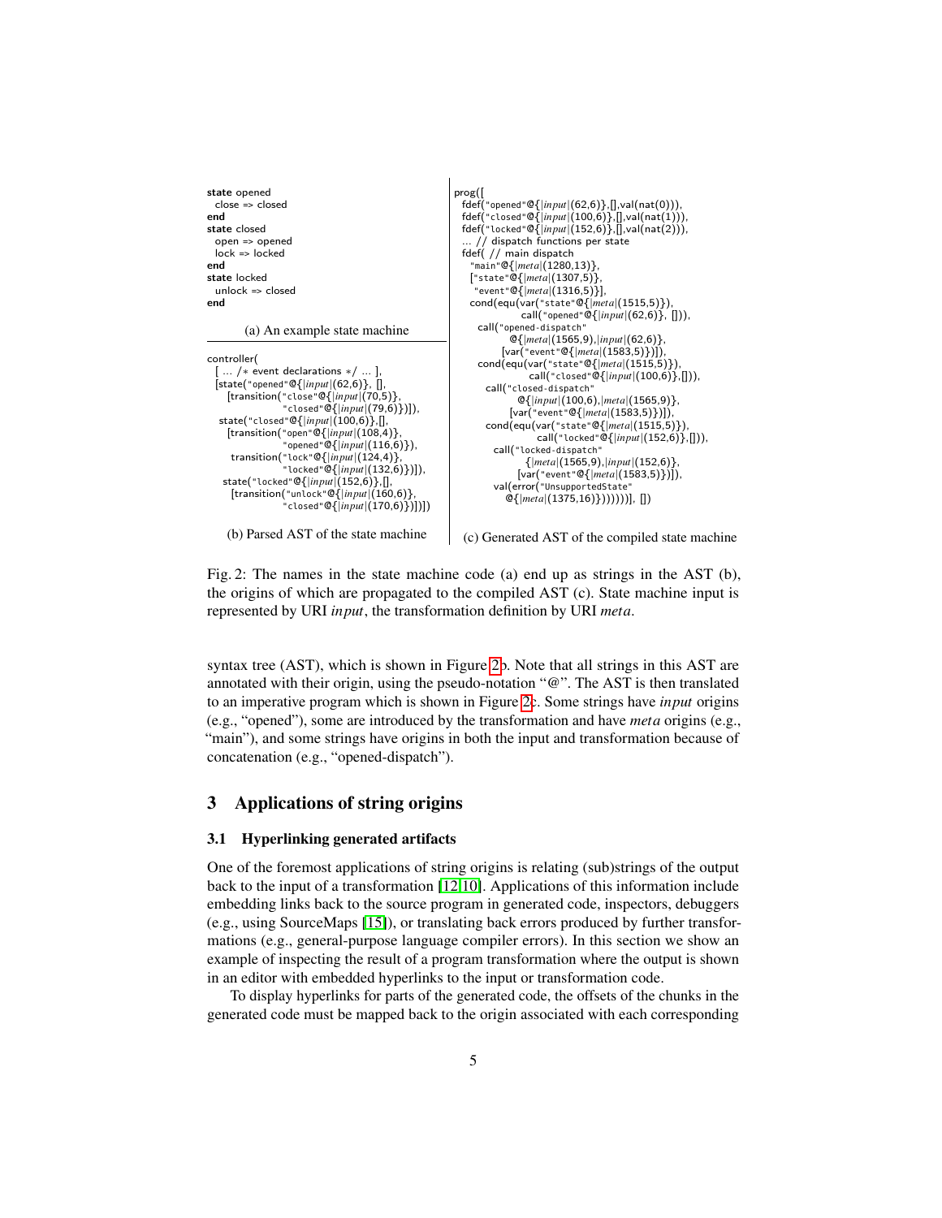```
state opened
  close => closed
end
state closed
  open => opened
  lock => locked
end
state locked
  unlock => closed
end
```

(a) An example state machine

```
controller(
  [ ... /* event declarations */ ... ],
  [state("opened"@{|input|(62,6)}, [],
     [transition("close"@{|input|(70,5)},
                 "closed"@{|input|(79,6)})]),
   state("closed"@{|input|(100,6)},[],
     [transition("open"@{|input|(108,4)},
                 "opened"@{|input|(116,6)}),
      transition("lock"@{|input|(124,4)},
                 "locked"@{|input|(132,6)})]),
   state("locked"@{|input|(152,6)},[],
     [transition("unlock"@{|input|(160,6)},
                 "closed"@{|input|(170,6)})])])
```

(b) Parsed AST of the state machine

```
prog([
  fdef("opened"@{|input|(62,6)},[],val(nat(0))),
  fdef("closed"@{|input|(100,6)},[],val(nat(1))),
  fdef("locked"@{|input|(152,6)},[],val(nat(2))),
  ... // dispatch functions per state
  fdef( // main dispatch
    "main"@{|meta|(1280,13)},
    ["state"@{|meta|(1307,5)},
     "event"@{|meta|(1316,5)}],
    cond(equ(var("state"@{|meta|(1515,5)}),
             call("opened"@{|input|(62,6)}, [])),
      call("opened-dispatch"
           @{|meta|(1565,9),|input|(62,6)},
           [var("event"@{|meta|(1583,5)})]),
      cond(equ(var("state"@{|meta|(1515,5)}),
               call("closed"@{|input|(100,6)},[])),
        call("closed-dispatch"
             @{|input|(100,6),|meta|(1565,9)},
             [var("event"@{|meta|(1583,5)})]),
        cond(equ(var("state"@{|meta|(1515,5)}),
                 call("locked"@{|input|(152,6)},[])),
          call("locked-dispatch"
               {|meta|(1565,9),|input|(152,6)},
               [var("event"@{|meta|(1583,5)})]),
          val(error("UnsupportedState"
             @{|meta|(1375,16)})))))))], [])
```

(c) Generated AST of the compiled state machine

Fig. 2: The names in the state machine code (a) end up as strings in the AST (b), the origins of which are propagated to the compiled AST (c). State machine input is represented by URI *input*, the transformation definition by URI *meta*.

syntax tree (AST), which is shown in Figure 2b. Note that all strings in this AST are annotated with their origin, using the pseudo-notation "@". The AST is then translated to an imperative program which is shown in Figure 2c. Some strings have *input* origins (e.g., "opened"), some are introduced by the transformation and have *meta* origins (e.g., "main"), and some strings have origins in both the input and transformation because of concatenation (e.g., "opened-dispatch").

## 3 Applications of string origins

### 3.1 Hyperlinking generated artifacts

One of the foremost applications of string origins is relating (sub)strings of the output back to the input of a transformation [12,10]. Applications of this information include embedding links back to the source program in generated code, inspectors, debuggers (e.g., using SourceMaps [15]), or translating back errors produced by further transformations (e.g., general-purpose language compiler errors). In this section we show an example of inspecting the result of a program transformation where the output is shown in an editor with embedded hyperlinks to the input or transformation code.

To display hyperlinks for parts of the generated code, the offsets of the chunks in the generated code must be mapped back to the origin associated with each corresponding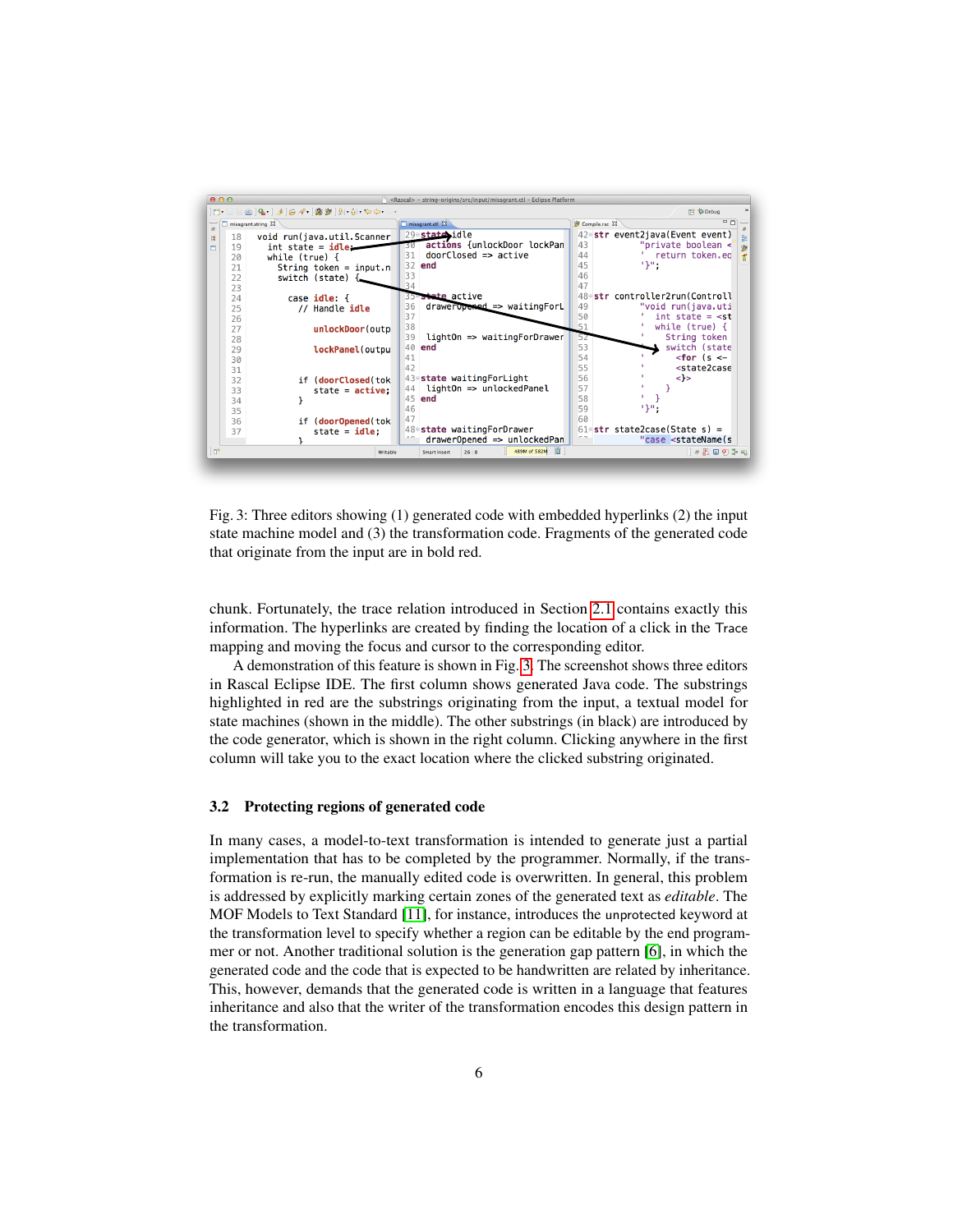Fig. 3: Three editors showing (1) generated code with embedded hyperlinks (2) the input state machine model and (3) the transformation code. Fragments of the generated code that originate from the input are in bold red.

chunk. Fortunately, the trace relation introduced in Section 2.1 contains exactly this information. The hyperlinks are created by finding the location of a click in the Trace mapping and moving the focus and cursor to the corresponding editor.

A demonstration of this feature is shown in Fig. 3. The screenshot shows three editors in Rascal Eclipse IDE. The first column shows generated Java code. The substrings highlighted in red are the substrings originating from the input, a textual model for state machines (shown in the middle). The other substrings (in black) are introduced by the code generator, which is shown in the right column. Clicking anywhere in the first column will take you to the exact location where the clicked substring originated.

### 3.2 Protecting regions of generated code

In many cases, a model-to-text transformation is intended to generate just a partial implementation that has to be completed by the programmer. Normally, if the transformation is re-run, the manually edited code is overwritten. In general, this problem is addressed by explicitly marking certain zones of the generated text as *editable*. The MOF Models to Text Standard [11], for instance, introduces the unprotected keyword at the transformation level to specify whether a region can be editable by the end programmer or not. Another traditional solution is the generation gap pattern [6], in which the generated code and the code that is expected to be handwritten are related by inheritance. This, however, demands that the generated code is written in a language that features inheritance and also that the writer of the transformation encodes this design pattern in the transformation.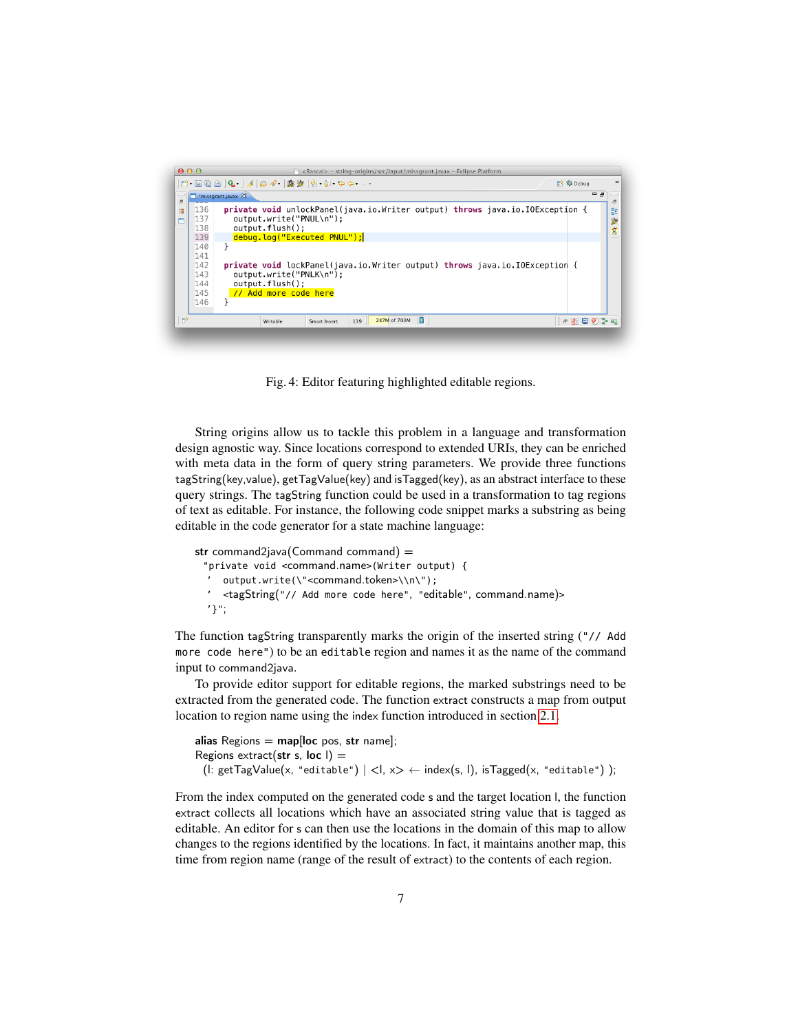Fig. 4: Editor featuring highlighted editable regions.

String origins allow us to tackle this problem in a language and transformation design agnostic way. Since locations correspond to extended URIs, they can be enriched with meta data in the form of query string parameters. We provide three functions tagString(key,value), getTagValue(key) and isTagged(key), as an abstract interface to these query strings. The tagString function could be used in a transformation to tag regions of text as editable. For instance, the following code snippet marks a substring as being editable in the code generator for a state machine language:

```
str command2java(Command command) =
  "private void <command.name>(Writer output) {
  '  output.write(\"<command.token>\\n\");
  '  <tagString("// Add more code here", "editable", command.name)>
  '}";
```

The function tagString transparently marks the origin of the inserted string (`"// Add more code here"`) to be an `editable` region and names it as the name of the command input to command2java.

To provide editor support for editable regions, the marked substrings need to be extracted from the generated code. The function extract constructs a map from output location to region name using the index function introduced in section 2.1.

```
alias Regions = map[loc pos, str name];
Regions extract(str s, loc l) =
  (l: getTagValue(x, "editable") | <l, x> ← index(s, l), isTagged(x, "editable") );
```

From the index computed on the generated code s and the target location l, the function extract collects all locations which have an associated string value that is tagged as editable. An editor for s can then use the locations in the domain of this map to allow changes to the regions identified by the locations. In fact, it maintains another map, this time from region name (range of the result of extract) to the contents of each region.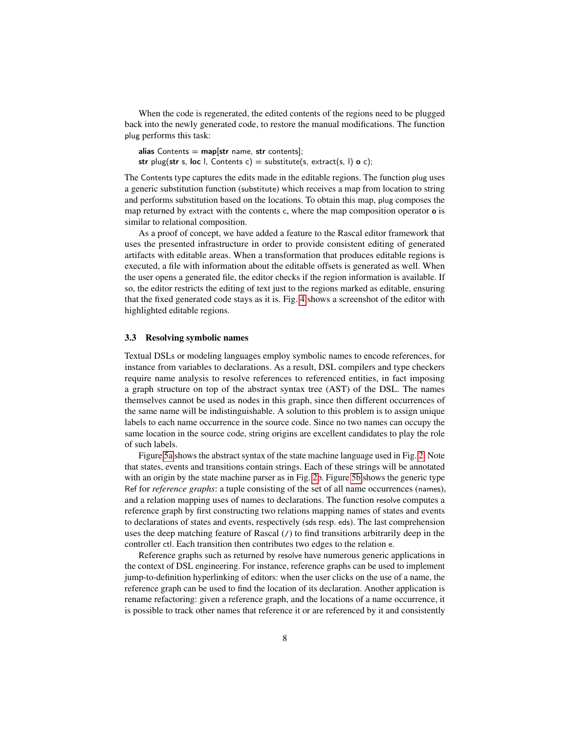When the code is regenerated, the edited contents of the regions need to be plugged back into the newly generated code, to restore the manual modifications. The function plug performs this task:

```
alias Contents = map[str name, str contents];
str plug(str s, loc l, Contents c) = substitute(s, extract(s, l) o c);
```

The Contents type captures the edits made in the editable regions. The function plug uses a generic substitution function (substitute) which receives a map from location to string and performs substitution based on the locations. To obtain this map, plug composes the map returned by extract with the contents c, where the map composition operator **o** is similar to relational composition.

As a proof of concept, we have added a feature to the Rascal editor framework that uses the presented infrastructure in order to provide consistent editing of generated artifacts with editable areas. When a transformation that produces editable regions is executed, a file with information about the editable offsets is generated as well. When the user opens a generated file, the editor checks if the region information is available. If so, the editor restricts the editing of text just to the regions marked as editable, ensuring that the fixed generated code stays as it is. Fig. 4 shows a screenshot of the editor with highlighted editable regions.

### 3.3 Resolving symbolic names

Textual DSLs or modeling languages employ symbolic names to encode references, for instance from variables to declarations. As a result, DSL compilers and type checkers require name analysis to resolve references to referenced entities, in fact imposing a graph structure on top of the abstract syntax tree (AST) of the DSL. The names themselves cannot be used as nodes in this graph, since then different occurrences of the same name will be indistinguishable. A solution to this problem is to assign unique labels to each name occurrence in the source code. Since no two names can occupy the same location in the source code, string origins are excellent candidates to play the role of such labels.

Figure 5a shows the abstract syntax of the state machine language used in Fig. 2. Note that states, events and transitions contain strings. Each of these strings will be annotated with an origin by the state machine parser as in Fig. 2b. Figure 5b shows the generic type Ref for *reference graphs*: a tuple consisting of the set of all name occurrences (names), and a relation mapping uses of names to declarations. The function resolve computes a reference graph by first constructing two relations mapping names of states and events to declarations of states and events, respectively (sds resp. eds). The last comprehension uses the deep matching feature of Rascal (/) to find transitions arbitrarily deep in the controller ctl. Each transition then contributes two edges to the relation e.

Reference graphs such as returned by resolve have numerous generic applications in the context of DSL engineering. For instance, reference graphs can be used to implement jump-to-definition hyperlinking of editors: when the user clicks on the use of a name, the reference graph can be used to find the location of its declaration. Another application is rename refactoring: given a reference graph, and the locations of a name occurrence, it is possible to track other names that reference it or are referenced by it and consistently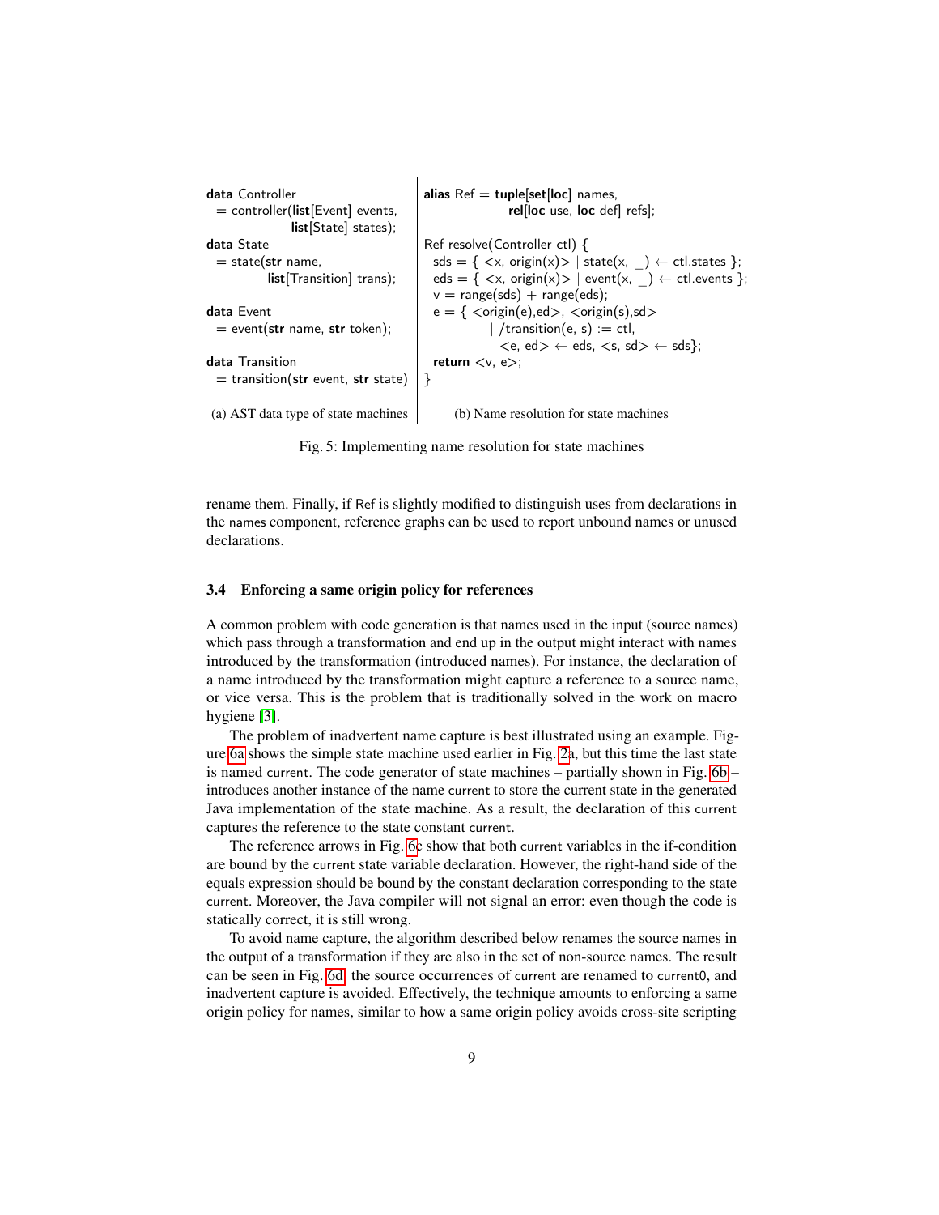```
data Controller
  = controller(list[Event] events,
               list[State] states);
data State
  = state(str name,
          list[Transition] trans);

data Event
  = event(str name, str token);

data Transition
  = transition(str event, str state)
```

(a) AST data type of state machines

```
alias Ref = tuple[set[loc] names,
                  rel[loc use, loc def] refs];

Ref resolve(Controller ctl) {
  sds = { <x, origin(x)> | state(x, _) ← ctl.states };
  eds = { <x, origin(x)> | event(x, _) ← ctl.events };
  v = range(sds) + range(eds);
  e = { <origin(e),ed>, <origin(s),sd>
        | /transition(e, s) := ctl,
          <e, ed> ← eds, <s, sd> ← sds};
  return <v, e>;
}
```

(b) Name resolution for state machines

Fig. 5: Implementing name resolution for state machines

rename them. Finally, if Ref is slightly modified to distinguish uses from declarations in the names component, reference graphs can be used to report unbound names or unused declarations.

### 3.4 Enforcing a same origin policy for references

A common problem with code generation is that names used in the input (source names) which pass through a transformation and end up in the output might interact with names introduced by the transformation (introduced names). For instance, the declaration of a name introduced by the transformation might capture a reference to a source name, or vice versa. This is the problem that is traditionally solved in the work on macro hygiene [3].

The problem of inadvertent name capture is best illustrated using an example. Figure 6a shows the simple state machine used earlier in Fig. 2a, but this time the last state is named current. The code generator of state machines – partially shown in Fig. 6b – introduces another instance of the name current to store the current state in the generated Java implementation of the state machine. As a result, the declaration of this current captures the reference to the state constant current.

The reference arrows in Fig. 6c show that both current variables in the if-condition are bound by the current state variable declaration. However, the right-hand side of the equals expression should be bound by the constant declaration corresponding to the state current. Moreover, the Java compiler will not signal an error: even though the code is statically correct, it is still wrong.

To avoid name capture, the algorithm described below renames the source names in the output of a transformation if they are also in the set of non-source names. The result can be seen in Fig. 6d: the source occurrences of current are renamed to current0, and inadvertent capture is avoided. Effectively, the technique amounts to enforcing a same origin policy for names, similar to how a same origin policy avoids cross-site scripting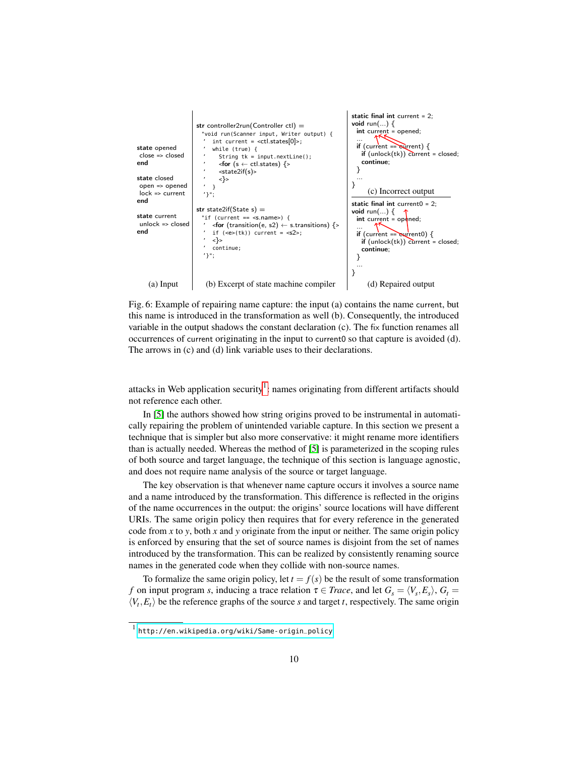```
state opened
 close => closed
end

state closed
 open => opened
 lock => current
end

state current
 unlock => closed
end
```

(a) Input

```
str controller2run(Controller ctl) =
  "void run(Scanner input, Writer output) {
  '  int current = <ctl.states[0]>;
  '  while (true) {
  '    String tk = input.nextLine();
  '    <for (s <- ctl.states) {>
  '    <state2if(s)>
  '    <}>
  '  }
  '}";

str state2if(State s) =
  "if (current == <s.name>) {
  '  <for (transition(e, s2) <- s.transitions) {>
  '  if (<e>(tk)) current = <s2>;
  '  <}>
  '  continue;
  '}";
```

(b) Excerpt of state machine compiler

```
static final int current = 2;
void run(...) {
  int current = opened;
  ...
  if (current == current) {
    if (unlock(tk)) current = closed;
    continue;
  }
  ...
}
```

(c) Incorrect output

```
static final int current0 = 2;
void run(...) {
  int current = opened;
  ...
  if (current == current0) {
    if (unlock(tk)) current = closed;
    continue;
  }
  ...
}
```

(d) Repaired output

Fig. 6: Example of repairing name capture: the input (a) contains the name current, but this name is introduced in the transformation as well (b). Consequently, the introduced variable in the output shadows the constant declaration (c). The fix function renames all occurrences of current originating in the input to current0 so that capture is avoided (d). The arrows in (c) and (d) link variable uses to their declarations.

attacks in Web application security[1]: names originating from different artifacts should not reference each other.

In [5] the authors showed how string origins proved to be instrumental in automatically repairing the problem of unintended variable capture. In this section we present a technique that is simpler but also more conservative: it might rename more identifiers than is actually needed. Whereas the method of [5] is parameterized in the scoping rules of both source and target language, the technique of this section is language agnostic, and does not require name analysis of the source or target language.

The key observation is that whenever name capture occurs it involves a source name and a name introduced by the transformation. This difference is reflected in the origins of the name occurrences in the output: the origins' source locations will have different URIs. The same origin policy then requires that for every reference in the generated code from $x$ to $y$, both $x$ and $y$ originate from the input or neither. The same origin policy is enforced by ensuring that the set of source names is disjoint from the set of names introduced by the transformation. This can be realized by consistently renaming source names in the generated code when they collide with non-source names.

To formalize the same origin policy, let $t = f(s)$ be the result of some transformation $f$ on input program $s$, inducing a trace relation $\tau \in \mathit{Trace}$, and let $G_s = \langle V_s, E_s \rangle$, $G_t = \langle V_t, E_t \rangle$ be the reference graphs of the source $s$ and target $t$, respectively. The same origin

[1] http://en.wikipedia.org/wiki/Same-origin_policy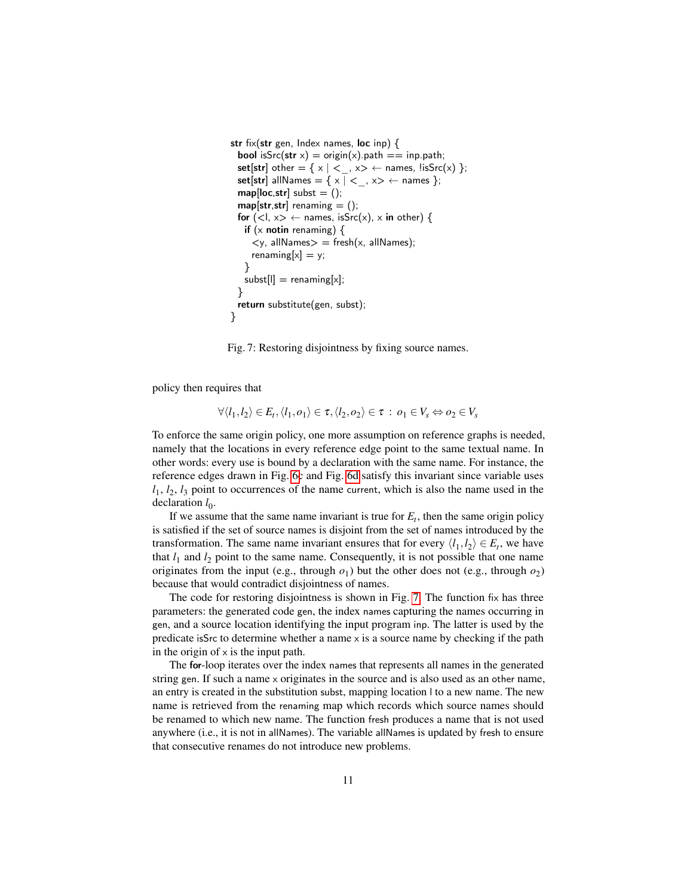```
str fix(str gen, Index names, loc inp) {
  bool isSrc(str x) = origin(x).path == inp.path;
  set[str] other = { x | <_, x> ← names, !isSrc(x) };
  set[str] allNames = { x | <_, x> ← names };
  map[loc,str] subst = ();
  map[str,str] renaming = ();
  for (<l, x> ← names, isSrc(x), x in other) {
    if (x notin renaming) {
      <y, allNames> = fresh(x, allNames);
      renaming[x] = y;
    }
    subst[l] = renaming[x];
  }
  return substitute(gen, subst);
}
```

Fig. 7: Restoring disjointness by fixing source names.

policy then requires that

$$\forall \langle l_1, l_2 \rangle \in E_t, \langle l_1, o_1 \rangle \in \tau, \langle l_2, o_2 \rangle \in \tau \; : \; o_1 \in V_s \Leftrightarrow o_2 \in V_s$$

To enforce the same origin policy, one more assumption on reference graphs is needed, namely that the locations in every reference edge point to the same textual name. In other words: every use is bound by a declaration with the same name. For instance, the reference edges drawn in Fig. 6c and Fig. 6d satisfy this invariant since variable uses $l_1$, $l_2$, $l_3$ point to occurrences of the name current, which is also the name used in the declaration $l_0$.

If we assume that the same name invariant is true for $E_t$, then the same origin policy is satisfied if the set of source names is disjoint from the set of names introduced by the transformation. The same name invariant ensures that for every $\langle l_1, l_2 \rangle \in E_t$, we have that $l_1$ and $l_2$ point to the same name. Consequently, it is not possible that one name originates from the input (e.g., through $o_1$) but the other does not (e.g., through $o_2$) because that would contradict disjointness of names.

The code for restoring disjointness is shown in Fig. 7. The function fix has three parameters: the generated code gen, the index names capturing the names occurring in gen, and a source location identifying the input program inp. The latter is used by the predicate isSrc to determine whether a name x is a source name by checking if the path in the origin of x is the input path.

The **for**-loop iterates over the index names that represents all names in the generated string gen. If such a name x originates in the source and is also used as an other name, an entry is created in the substitution subst, mapping location l to a new name. The new name is retrieved from the renaming map which records which source names should be renamed to which new name. The function fresh produces a name that is not used anywhere (i.e., it is not in allNames). The variable allNames is updated by fresh to ensure that consecutive renames do not introduce new problems.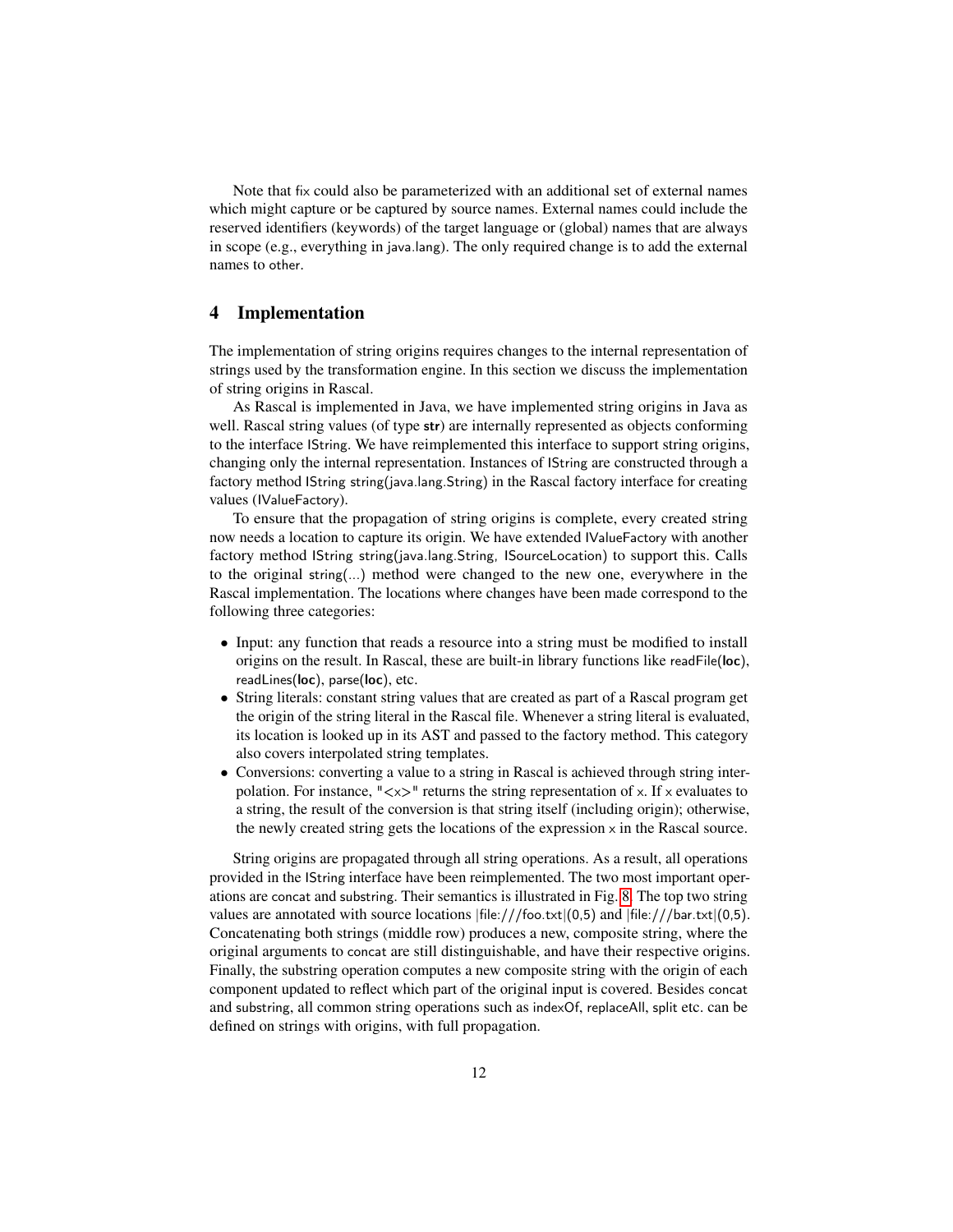Note that fix could also be parameterized with an additional set of external names which might capture or be captured by source names. External names could include the reserved identifiers (keywords) of the target language or (global) names that are always in scope (e.g., everything in java.lang). The only required change is to add the external names to other.

## 4 Implementation

The implementation of string origins requires changes to the internal representation of strings used by the transformation engine. In this section we discuss the implementation of string origins in Rascal.

As Rascal is implemented in Java, we have implemented string origins in Java as well. Rascal string values (of type **str**) are internally represented as objects conforming to the interface IString. We have reimplemented this interface to support string origins, changing only the internal representation. Instances of IString are constructed through a factory method IString string(java.lang.String) in the Rascal factory interface for creating values (IValueFactory).

To ensure that the propagation of string origins is complete, every created string now needs a location to capture its origin. We have extended IValueFactory with another factory method IString string(java.lang.String, ISourceLocation) to support this. Calls to the original string(...) method were changed to the new one, everywhere in the Rascal implementation. The locations where changes have been made correspond to the following three categories:

- Input: any function that reads a resource into a string must be modified to install origins on the result. In Rascal, these are built-in library functions like readFile(**loc**), readLines(**loc**), parse(**loc**), etc.
- String literals: constant string values that are created as part of a Rascal program get the origin of the string literal in the Rascal file. Whenever a string literal is evaluated, its location is looked up in its AST and passed to the factory method. This category also covers interpolated string templates.
- Conversions: converting a value to a string in Rascal is achieved through string interpolation. For instance, "<x>" returns the string representation of x. If x evaluates to a string, the result of the conversion is that string itself (including origin); otherwise, the newly created string gets the locations of the expression x in the Rascal source.

String origins are propagated through all string operations. As a result, all operations provided in the IString interface have been reimplemented. The two most important operations are concat and substring. Their semantics is illustrated in Fig. 8. The top two string values are annotated with source locations |file:///foo.txt|(0,5) and |file:///bar.txt|(0,5). Concatenating both strings (middle row) produces a new, composite string, where the original arguments to concat are still distinguishable, and have their respective origins. Finally, the substring operation computes a new composite string with the origin of each component updated to reflect which part of the original input is covered. Besides concat and substring, all common string operations such as indexOf, replaceAll, split etc. can be defined on strings with origins, with full propagation.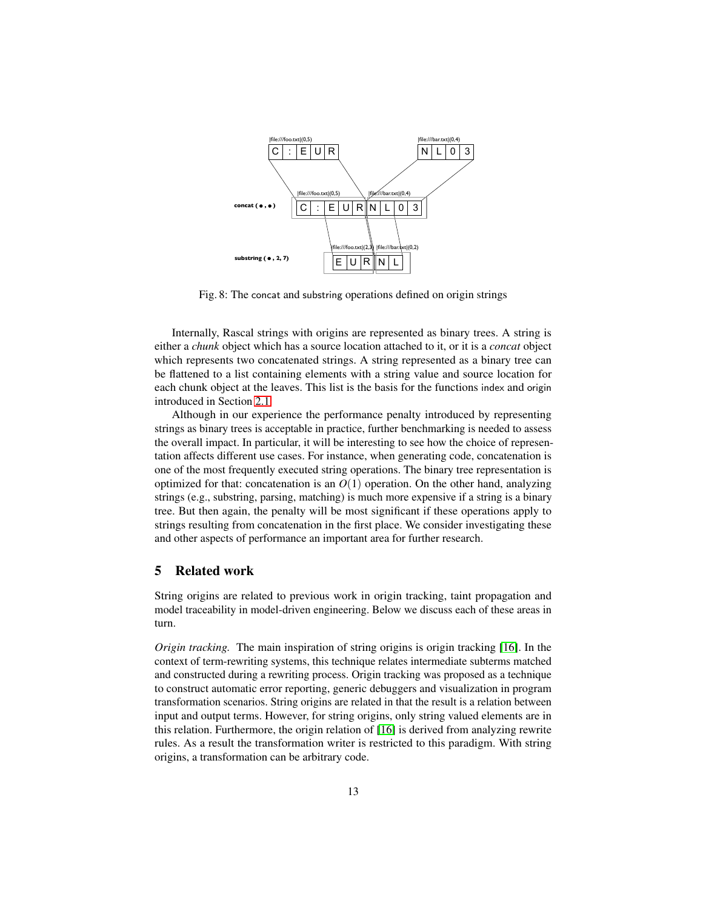Fig. 8: The concat and substring operations defined on origin strings

Internally, Rascal strings with origins are represented as binary trees. A string is either a *chunk* object which has a source location attached to it, or it is a *concat* object which represents two concatenated strings. A string represented as a binary tree can be flattened to a list containing elements with a string value and source location for each chunk object at the leaves. This list is the basis for the functions index and origin introduced in Section 2.1.

Although in our experience the performance penalty introduced by representing strings as binary trees is acceptable in practice, further benchmarking is needed to assess the overall impact. In particular, it will be interesting to see how the choice of representation affects different use cases. For instance, when generating code, concatenation is one of the most frequently executed string operations. The binary tree representation is optimized for that: concatenation is an $O(1)$ operation. On the other hand, analyzing strings (e.g., substring, parsing, matching) is much more expensive if a string is a binary tree. But then again, the penalty will be most significant if these operations apply to strings resulting from concatenation in the first place. We consider investigating these and other aspects of performance an important area for further research.

## 5 Related work

String origins are related to previous work in origin tracking, taint propagation and model traceability in model-driven engineering. Below we discuss each of these areas in turn.

*Origin tracking.* The main inspiration of string origins is origin tracking [16]. In the context of term-rewriting systems, this technique relates intermediate subterms matched and constructed during a rewriting process. Origin tracking was proposed as a technique to construct automatic error reporting, generic debuggers and visualization in program transformation scenarios. String origins are related in that the result is a relation between input and output terms. However, for string origins, only string valued elements are in this relation. Furthermore, the origin relation of [16] is derived from analyzing rewrite rules. As a result the transformation writer is restricted to this paradigm. With string origins, a transformation can be arbitrary code.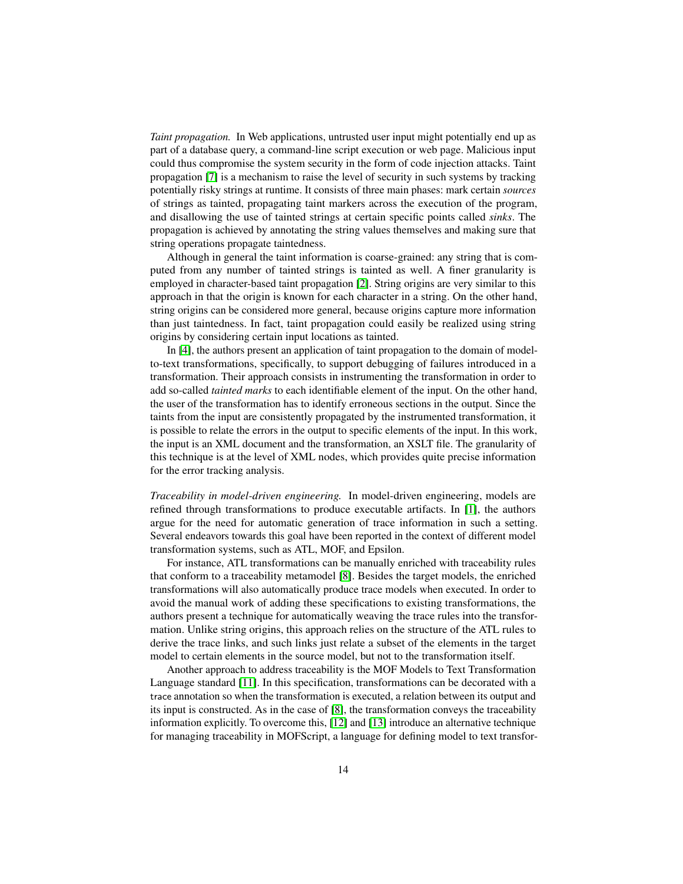*Taint propagation.* In Web applications, untrusted user input might potentially end up as part of a database query, a command-line script execution or web page. Malicious input could thus compromise the system security in the form of code injection attacks. Taint propagation [7] is a mechanism to raise the level of security in such systems by tracking potentially risky strings at runtime. It consists of three main phases: mark certain *sources* of strings as tainted, propagating taint markers across the execution of the program, and disallowing the use of tainted strings at certain specific points called *sinks*. The propagation is achieved by annotating the string values themselves and making sure that string operations propagate taintedness.

Although in general the taint information is coarse-grained: any string that is computed from any number of tainted strings is tainted as well. A finer granularity is employed in character-based taint propagation [2]. String origins are very similar to this approach in that the origin is known for each character in a string. On the other hand, string origins can be considered more general, because origins capture more information than just taintedness. In fact, taint propagation could easily be realized using string origins by considering certain input locations as tainted.

In [4], the authors present an application of taint propagation to the domain of model-to-text transformations, specifically, to support debugging of failures introduced in a transformation. Their approach consists in instrumenting the transformation in order to add so-called *tainted marks* to each identifiable element of the input. On the other hand, the user of the transformation has to identify erroneous sections in the output. Since the taints from the input are consistently propagated by the instrumented transformation, it is possible to relate the errors in the output to specific elements of the input. In this work, the input is an XML document and the transformation, an XSLT file. The granularity of this technique is at the level of XML nodes, which provides quite precise information for the error tracking analysis.

*Traceability in model-driven engineering.* In model-driven engineering, models are refined through transformations to produce executable artifacts. In [1], the authors argue for the need for automatic generation of trace information in such a setting. Several endeavors towards this goal have been reported in the context of different model transformation systems, such as ATL, MOF, and Epsilon.

For instance, ATL transformations can be manually enriched with traceability rules that conform to a traceability metamodel [8]. Besides the target models, the enriched transformations will also automatically produce trace models when executed. In order to avoid the manual work of adding these specifications to existing transformations, the authors present a technique for automatically weaving the trace rules into the transformation. Unlike string origins, this approach relies on the structure of the ATL rules to derive the trace links, and such links just relate a subset of the elements in the target model to certain elements in the source model, but not to the transformation itself.

Another approach to address traceability is the MOF Models to Text Transformation Language standard [11]. In this specification, transformations can be decorated with a `trace` annotation so when the transformation is executed, a relation between its output and its input is constructed. As in the case of [8], the transformation conveys the traceability information explicitly. To overcome this, [12] and [13] introduce an alternative technique for managing traceability in MOFScript, a language for defining model to text transfor-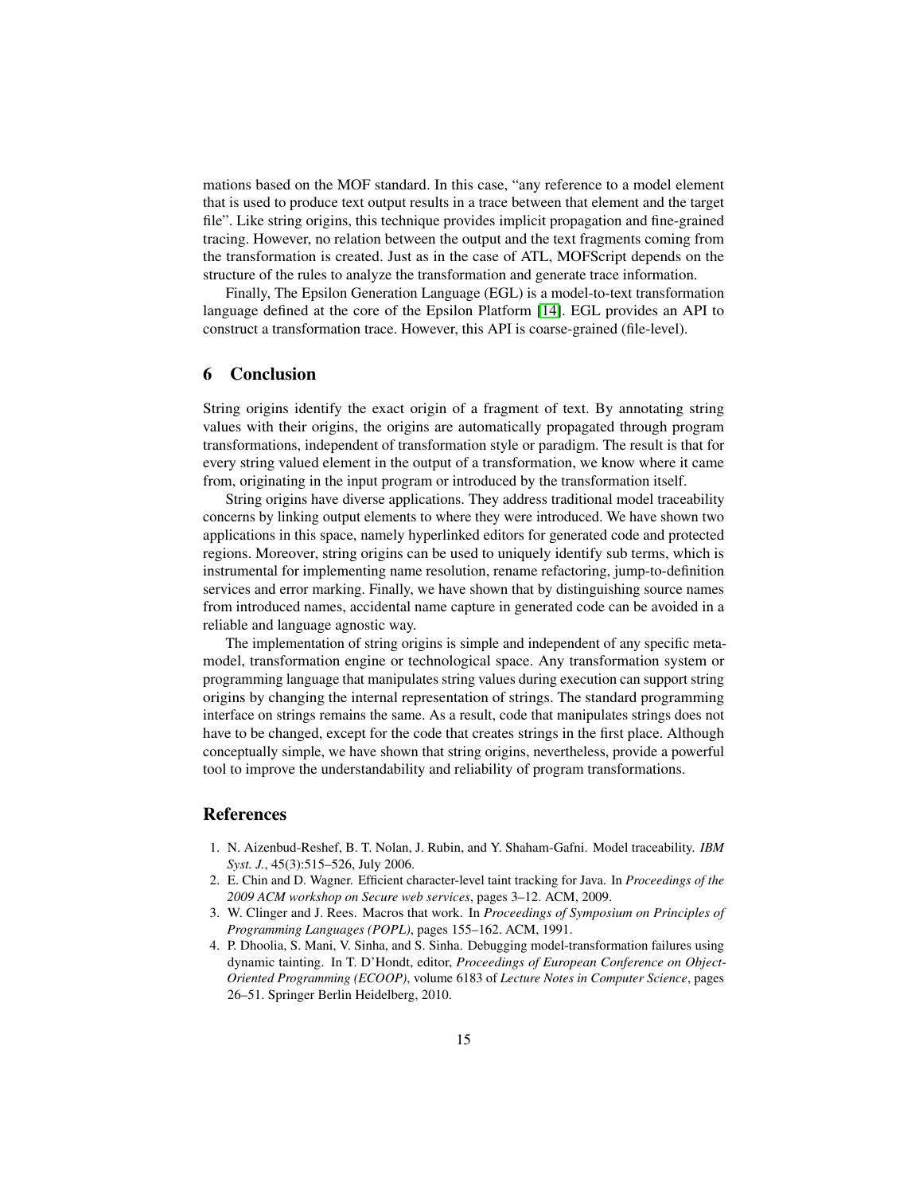mations based on the MOF standard. In this case, "any reference to a model element that is used to produce text output results in a trace between that element and the target file". Like string origins, this technique provides implicit propagation and fine-grained tracing. However, no relation between the output and the text fragments coming from the transformation is created. Just as in the case of ATL, MOFScript depends on the structure of the rules to analyze the transformation and generate trace information.

Finally, The Epsilon Generation Language (EGL) is a model-to-text transformation language defined at the core of the Epsilon Platform [14]. EGL provides an API to construct a transformation trace. However, this API is coarse-grained (file-level).

## 6 Conclusion

String origins identify the exact origin of a fragment of text. By annotating string values with their origins, the origins are automatically propagated through program transformations, independent of transformation style or paradigm. The result is that for every string valued element in the output of a transformation, we know where it came from, originating in the input program or introduced by the transformation itself.

String origins have diverse applications. They address traditional model traceability concerns by linking output elements to where they were introduced. We have shown two applications in this space, namely hyperlinked editors for generated code and protected regions. Moreover, string origins can be used to uniquely identify sub terms, which is instrumental for implementing name resolution, rename refactoring, jump-to-definition services and error marking. Finally, we have shown that by distinguishing source names from introduced names, accidental name capture in generated code can be avoided in a reliable and language agnostic way.

The implementation of string origins is simple and independent of any specific meta-model, transformation engine or technological space. Any transformation system or programming language that manipulates string values during execution can support string origins by changing the internal representation of strings. The standard programming interface on strings remains the same. As a result, code that manipulates strings does not have to be changed, except for the code that creates strings in the first place. Although conceptually simple, we have shown that string origins, nevertheless, provide a powerful tool to improve the understandability and reliability of program transformations.

## References

1. N. Aizenbud-Reshef, B. T. Nolan, J. Rubin, and Y. Shaham-Gafni. Model traceability. *IBM Syst. J.*, 45(3):515–526, July 2006.
2. E. Chin and D. Wagner. Efficient character-level taint tracking for Java. In *Proceedings of the 2009 ACM workshop on Secure web services*, pages 3–12. ACM, 2009.
3. W. Clinger and J. Rees. Macros that work. In *Proceedings of Symposium on Principles of Programming Languages (POPL)*, pages 155–162. ACM, 1991.
4. P. Dhoolia, S. Mani, V. Sinha, and S. Sinha. Debugging model-transformation failures using dynamic tainting. In T. D'Hondt, editor, *Proceedings of European Conference on Object-Oriented Programming (ECOOP)*, volume 6183 of *Lecture Notes in Computer Science*, pages 26–51. Springer Berlin Heidelberg, 2010.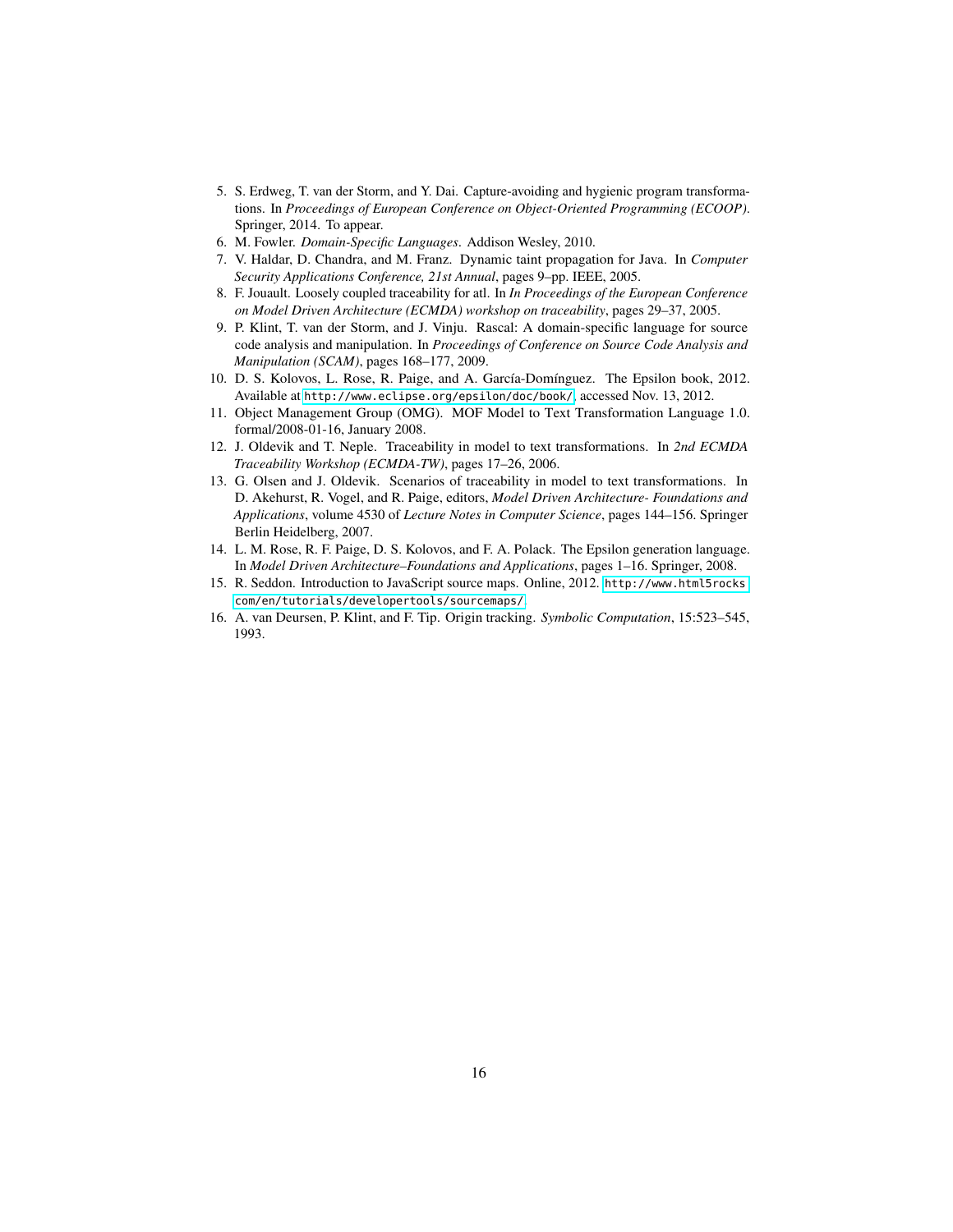5. S. Erdweg, T. van der Storm, and Y. Dai. Capture-avoiding and hygienic program transformations. In *Proceedings of European Conference on Object-Oriented Programming (ECOOP)*. Springer, 2014. To appear.
6. M. Fowler. *Domain-Specific Languages*. Addison Wesley, 2010.
7. V. Haldar, D. Chandra, and M. Franz. Dynamic taint propagation for Java. In *Computer Security Applications Conference, 21st Annual*, pages 9–pp. IEEE, 2005.
8. F. Jouault. Loosely coupled traceability for atl. In *In Proceedings of the European Conference on Model Driven Architecture (ECMDA) workshop on traceability*, pages 29–37, 2005.
9. P. Klint, T. van der Storm, and J. Vinju. Rascal: A domain-specific language for source code analysis and manipulation. In *Proceedings of Conference on Source Code Analysis and Manipulation (SCAM)*, pages 168–177, 2009.
10. D. S. Kolovos, L. Rose, R. Paige, and A. García-Domínguez. The Epsilon book, 2012. Available at http://www.eclipse.org/epsilon/doc/book/, accessed Nov. 13, 2012.
11. Object Management Group (OMG). MOF Model to Text Transformation Language 1.0. formal/2008-01-16, January 2008.
12. J. Oldevik and T. Neple. Traceability in model to text transformations. In *2nd ECMDA Traceability Workshop (ECMDA-TW)*, pages 17–26, 2006.
13. G. Olsen and J. Oldevik. Scenarios of traceability in model to text transformations. In D. Akehurst, R. Vogel, and R. Paige, editors, *Model Driven Architecture- Foundations and Applications*, volume 4530 of *Lecture Notes in Computer Science*, pages 144–156. Springer Berlin Heidelberg, 2007.
14. L. M. Rose, R. F. Paige, D. S. Kolovos, and F. A. Polack. The Epsilon generation language. In *Model Driven Architecture–Foundations and Applications*, pages 1–16. Springer, 2008.
15. R. Seddon. Introduction to JavaScript source maps. Online, 2012. http://www.html5rocks.com/en/tutorials/developertools/sourcemaps/.
16. A. van Deursen, P. Klint, and F. Tip. Origin tracking. *Symbolic Computation*, 15:523–545, 1993.